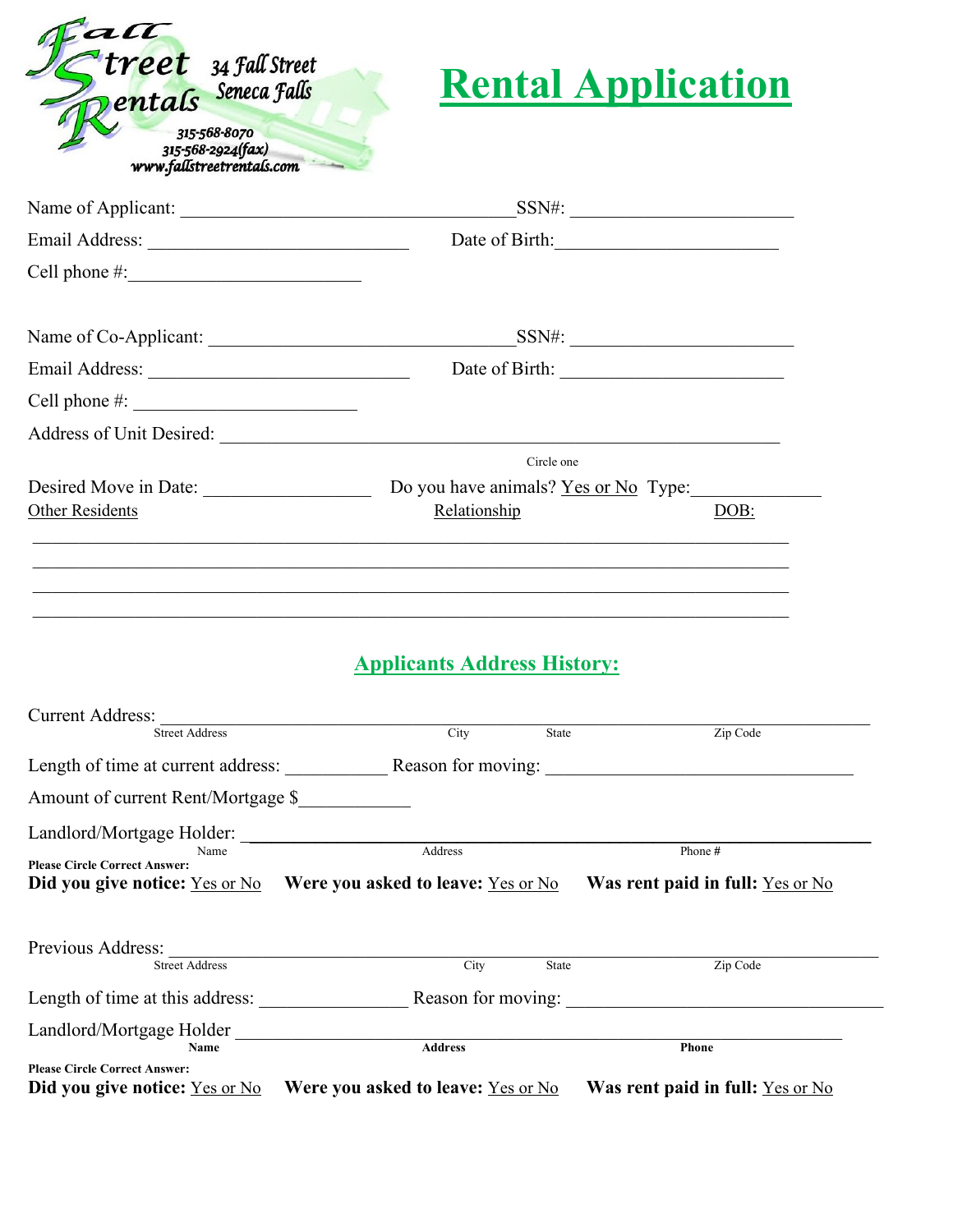Fall Street Rentals
34 Fall Street
Seneca Falls
315-568-8070
315-568-2924(fax)
www.fallstreetrentals.com

# Rental Application

Name of Applicant: ______________________________ SSN#: ____________________

Email Address: ______________________ Date of Birth: ____________________

Cell phone #: ____________________

Name of Co-Applicant: ______________________________ SSN#: ____________________

Email Address: ______________________ Date of Birth: ____________________

Cell phone #: ____________________

Address of Unit Desired: ____________________________________________________

Circle one

Desired Move in Date: ______________ Do you have animals? Yes or No Type: ___________

| Other Residents | Relationship | DOB: |
|---|---|---|
| | | |
| | | |
| | | |
| | | |

## Applicants Address History:

Current Address: ____________________________________________________________
Street Address | City | State | Zip Code

Length of time at current address: _________ Reason for moving: ___________________________

Amount of current Rent/Mortgage $__________

Landlord/Mortgage Holder: ____________________________________________________
Name | Address | Phone #

**Please Circle Correct Answer:**

**Did you give notice:** Yes or No **Were you asked to leave:** Yes or No **Was rent paid in full:** Yes or No

Previous Address: ____________________________________________________________
Street Address | City | State | Zip Code

Length of time at this address: ____________ Reason for moving: ___________________________

Landlord/Mortgage Holder ____________________________________________________
**Name** | **Address** | **Phone**

**Please Circle Correct Answer:**

**Did you give notice:** Yes or No **Were you asked to leave:** Yes or No **Was rent paid in full:** Yes or No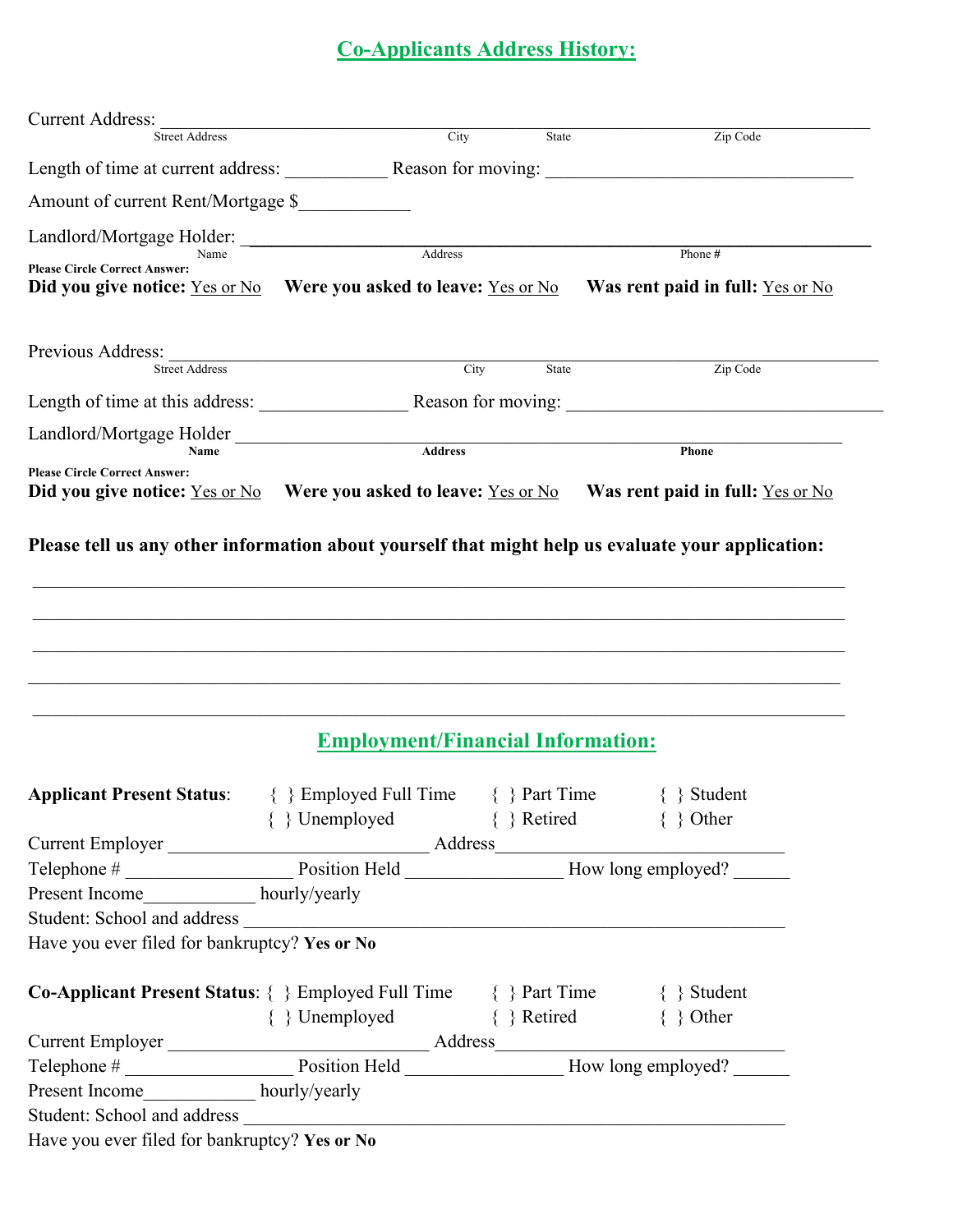## Co-Applicants Address History:

Current Address: ____________________________________________________________________
Street Address City State Zip Code

Length of time at current address: ___________ Reason for moving: _________________________________

Amount of current Rent/Mortgage $____________

Landlord/Mortgage Holder: ____________________________________________________________
Name Address Phone #

**Please Circle Correct Answer:**

**Did you give notice:** Yes or No **Were you asked to leave:** Yes or No **Was rent paid in full:** Yes or No

Previous Address: ____________________________________________________________________
Street Address City State Zip Code

Length of time at this address: ________________ Reason for moving: __________________________________

Landlord/Mortgage Holder ____________________________________________________________
**Name** **Address** **Phone**

**Please Circle Correct Answer:**

**Did you give notice:** Yes or No **Were you asked to leave:** Yes or No **Was rent paid in full:** Yes or No

**Please tell us any other information about yourself that might help us evaluate your application:**

________________________________________________________________________________________

________________________________________________________________________________________

________________________________________________________________________________________

________________________________________________________________________________________

________________________________________________________________________________________

## Employment/Financial Information:

**Applicant Present Status**: { } Employed Full Time { } Part Time { } Student
{ } Unemployed { } Retired { } Other

Current Employer ____________________________ Address______________________________

Telephone # __________________ Position Held ________________ How long employed? ______

Present Income____________ hourly/yearly

Student: School and address ___________________________________________________________

Have you ever filed for bankruptcy? **Yes or No**

**Co-Applicant Present Status**: { } Employed Full Time { } Part Time { } Student
{ } Unemployed { } Retired { } Other

Current Employer ____________________________ Address______________________________

Telephone # __________________ Position Held ________________ How long employed? ______

Present Income____________ hourly/yearly

Student: School and address ___________________________________________________________

Have you ever filed for bankruptcy? **Yes or No**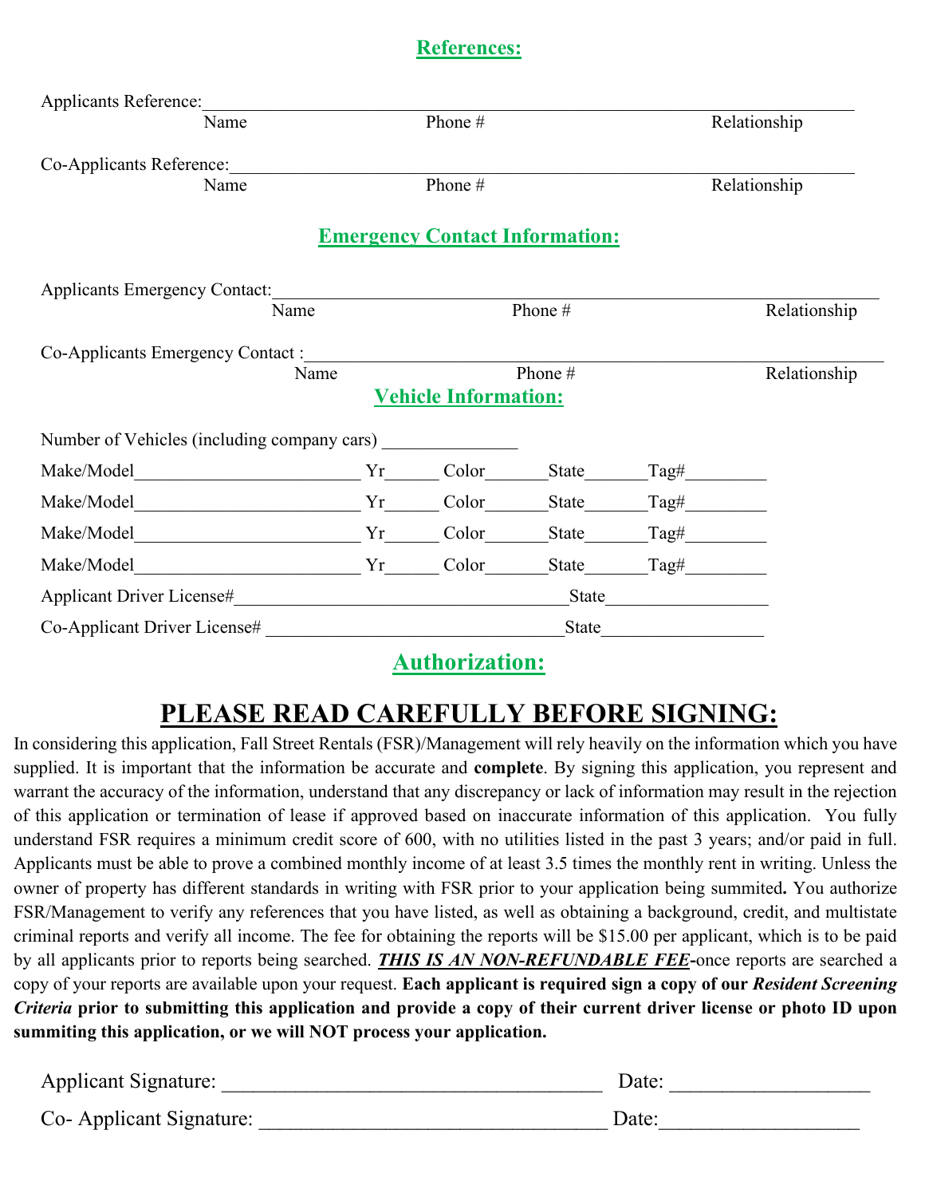## References:

Applicants Reference:\_\_\_\_\_\_\_\_\_\_\_\_\_\_\_\_\_\_\_\_\_\_\_\_\_\_\_\_\_\_\_\_\_\_\_\_\_\_\_\_\_\_\_\_\_\_\_\_\_\_\_\_\_\_\_\_\_\_\_\_\_\_\_\_\_\_

Name Phone # Relationship

Co-Applicants Reference:\_\_\_\_\_\_\_\_\_\_\_\_\_\_\_\_\_\_\_\_\_\_\_\_\_\_\_\_\_\_\_\_\_\_\_\_\_\_\_\_\_\_\_\_\_\_\_\_\_\_\_\_\_\_\_\_\_\_\_\_\_\_\_

Name Phone # Relationship

## Emergency Contact Information:

Applicants Emergency Contact:\_\_\_\_\_\_\_\_\_\_\_\_\_\_\_\_\_\_\_\_\_\_\_\_\_\_\_\_\_\_\_\_\_\_\_\_\_\_\_\_\_\_\_\_\_\_\_\_\_\_\_\_\_\_\_\_\_\_\_\_\_\_

Name Phone # Relationship

Co-Applicants Emergency Contact :\_\_\_\_\_\_\_\_\_\_\_\_\_\_\_\_\_\_\_\_\_\_\_\_\_\_\_\_\_\_\_\_\_\_\_\_\_\_\_\_\_\_\_\_\_\_\_\_\_\_\_\_\_\_\_\_\_\_

Name Phone # Relationship

## Vehicle Information:

Number of Vehicles (including company cars) \_\_\_\_\_\_\_\_\_\_\_\_\_\_

Make/Model\_\_\_\_\_\_\_\_\_\_\_\_\_\_\_\_\_\_\_\_\_\_\_\_ Yr\_\_\_\_\_ Color\_\_\_\_\_\_State\_\_\_\_\_\_Tag#\_\_\_\_\_\_\_\_

Make/Model\_\_\_\_\_\_\_\_\_\_\_\_\_\_\_\_\_\_\_\_\_\_\_\_ Yr\_\_\_\_\_ Color\_\_\_\_\_\_State\_\_\_\_\_\_Tag#\_\_\_\_\_\_\_\_

Make/Model\_\_\_\_\_\_\_\_\_\_\_\_\_\_\_\_\_\_\_\_\_\_\_\_ Yr\_\_\_\_\_ Color\_\_\_\_\_\_State\_\_\_\_\_\_Tag#\_\_\_\_\_\_\_\_

Make/Model\_\_\_\_\_\_\_\_\_\_\_\_\_\_\_\_\_\_\_\_\_\_\_\_ Yr\_\_\_\_\_ Color\_\_\_\_\_\_State\_\_\_\_\_\_Tag#\_\_\_\_\_\_\_\_

Applicant Driver License#\_\_\_\_\_\_\_\_\_\_\_\_\_\_\_\_\_\_\_\_\_\_\_\_\_\_\_\_\_\_\_\_\_\_\_\_State\_\_\_\_\_\_\_\_\_\_\_\_\_\_\_\_\_

Co-Applicant Driver License# \_\_\_\_\_\_\_\_\_\_\_\_\_\_\_\_\_\_\_\_\_\_\_\_\_\_\_\_\_\_\_\_State\_\_\_\_\_\_\_\_\_\_\_\_\_\_\_\_\_

## Authorization:

# PLEASE READ CAREFULLY BEFORE SIGNING:

In considering this application, Fall Street Rentals (FSR)/Management will rely heavily on the information which you have supplied. It is important that the information be accurate and **complete**. By signing this application, you represent and warrant the accuracy of the information, understand that any discrepancy or lack of information may result in the rejection of this application or termination of lease if approved based on inaccurate information of this application. You fully understand FSR requires a minimum credit score of 600, with no utilities listed in the past 3 years; and/or paid in full. Applicants must be able to prove a combined monthly income of at least 3.5 times the monthly rent in writing. Unless the owner of property has different standards in writing with FSR prior to your application being summited**.** You authorize FSR/Management to verify any references that you have listed, as well as obtaining a background, credit, and multistate criminal reports and verify all income. The fee for obtaining the reports will be $15.00 per applicant, which is to be paid by all applicants prior to reports being searched. ***THIS IS AN NON-REFUNDABLE FEE*-**once reports are searched a copy of your reports are available upon your request. **Each applicant is required sign a copy of our *Resident Screening Criteria* prior to submitting this application and provide a copy of their current driver license or photo ID upon summiting this application, or we will NOT process your application.**

Applicant Signature: \_\_\_\_\_\_\_\_\_\_\_\_\_\_\_\_\_\_\_\_\_\_\_\_\_\_\_\_\_\_\_\_\_\_\_ Date: \_\_\_\_\_\_\_\_\_\_\_\_\_\_\_\_\_\_

Co- Applicant Signature: \_\_\_\_\_\_\_\_\_\_\_\_\_\_\_\_\_\_\_\_\_\_\_\_\_\_\_\_\_\_\_\_ Date:\_\_\_\_\_\_\_\_\_\_\_\_\_\_\_\_\_\_